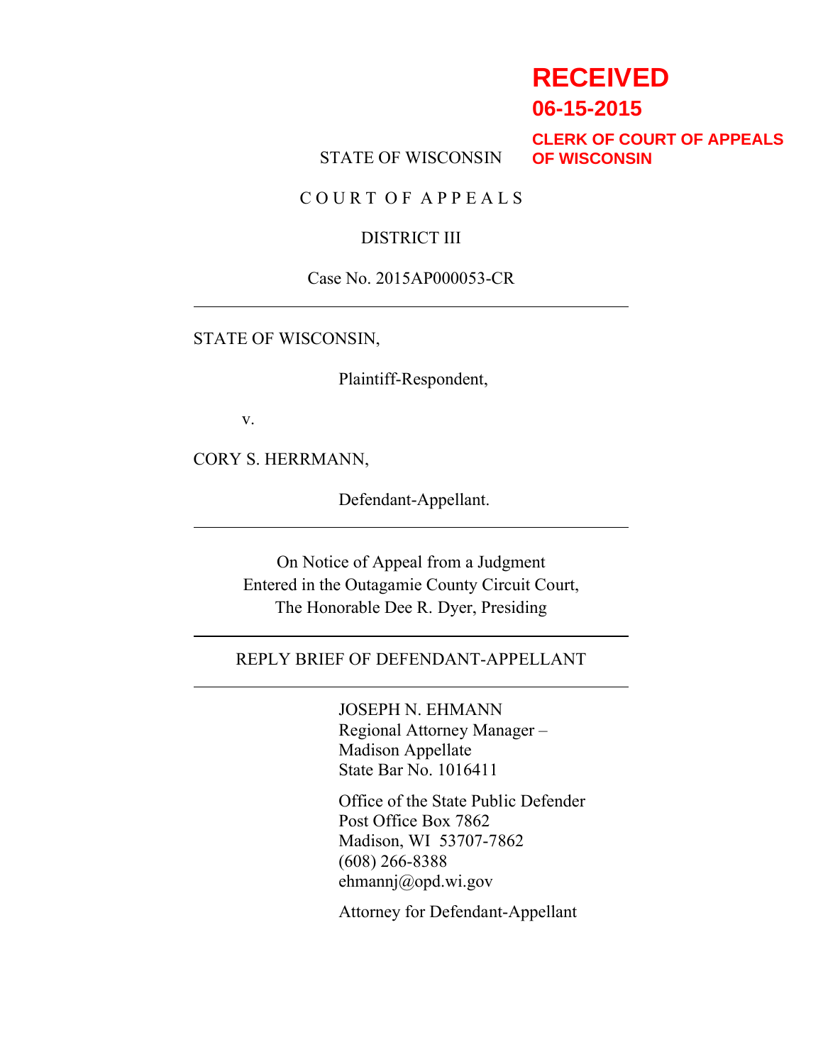**RECEIVED**
**06-15-2015**
**CLERK OF COURT OF APPEALS OF WISCONSIN**

STATE OF WISCONSIN

C O U R T O F A P P E A L S

DISTRICT III

Case No. 2015AP000053-CR

---

STATE OF WISCONSIN,

Plaintiff-Respondent,

v.

CORY S. HERRMANN,

Defendant-Appellant.

---

On Notice of Appeal from a Judgment
Entered in the Outagamie County Circuit Court,
The Honorable Dee R. Dyer, Presiding

---

REPLY BRIEF OF DEFENDANT-APPELLANT

---

JOSEPH N. EHMANN
Regional Attorney Manager –
Madison Appellate
State Bar No. 1016411

Office of the State Public Defender
Post Office Box 7862
Madison, WI 53707-7862
(608) 266-8388
ehmannj@opd.wi.gov

Attorney for Defendant-Appellant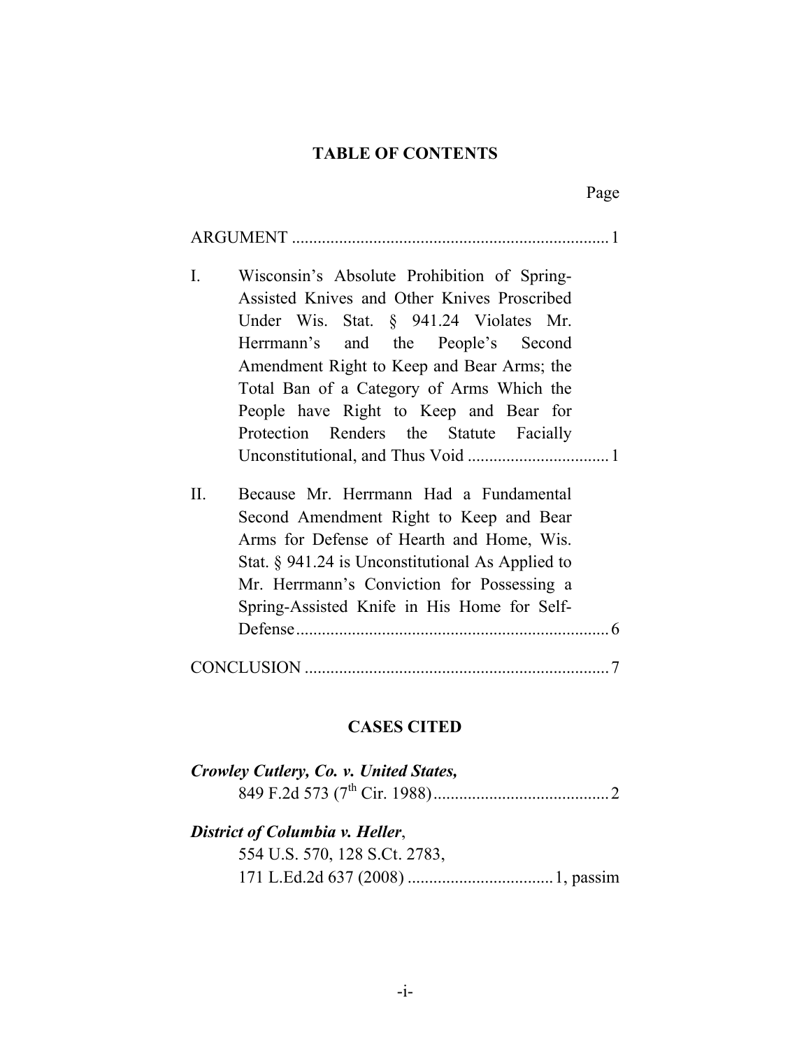## TABLE OF CONTENTS

Page

ARGUMENT .......................................................................... 1

I. Wisconsin's Absolute Prohibition of Spring-Assisted Knives and Other Knives Proscribed Under Wis. Stat. § 941.24 Violates Mr. Herrmann's and the People's Second Amendment Right to Keep and Bear Arms; the Total Ban of a Category of Arms Which the People have Right to Keep and Bear for Protection Renders the Statute Facially Unconstitutional, and Thus Void ................................. 1

II. Because Mr. Herrmann Had a Fundamental Second Amendment Right to Keep and Bear Arms for Defense of Hearth and Home, Wis. Stat. § 941.24 is Unconstitutional As Applied to Mr. Herrmann's Conviction for Possessing a Spring-Assisted Knife in His Home for Self-Defense ......................................................................... 6

CONCLUSION ....................................................................... 7

## CASES CITED

***Crowley Cutlery, Co. v. United States,***
849 F.2d 573 (7th Cir. 1988) ......................................... 2

***District of Columbia v. Heller***,
554 U.S. 570, 128 S.Ct. 2783,
171 L.Ed.2d 637 (2008) .................................. 1, passim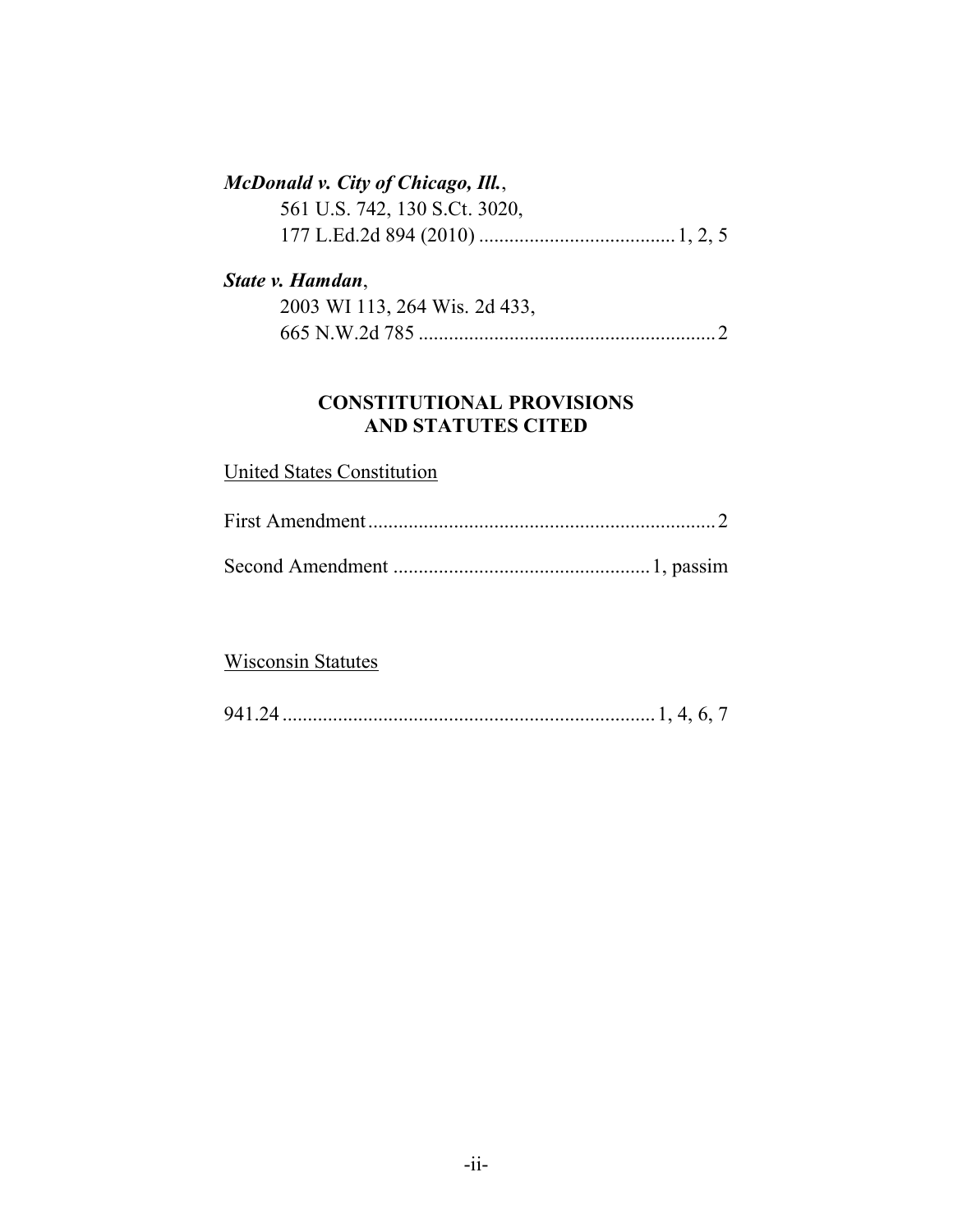***McDonald v. City of Chicago, Ill.***,
561 U.S. 742, 130 S.Ct. 3020,
177 L.Ed.2d 894 (2010) ....................................... 1, 2, 5

***State v. Hamdan***,
2003 WI 113, 264 Wis. 2d 433,
665 N.W.2d 785 ........................................................... 2

**CONSTITUTIONAL PROVISIONS AND STATUTES CITED**

United States Constitution

First Amendment ..................................................................... 2

Second Amendment .................................................. 1, passim

Wisconsin Statutes

941.24 ......................................................................... 1, 4, 6, 7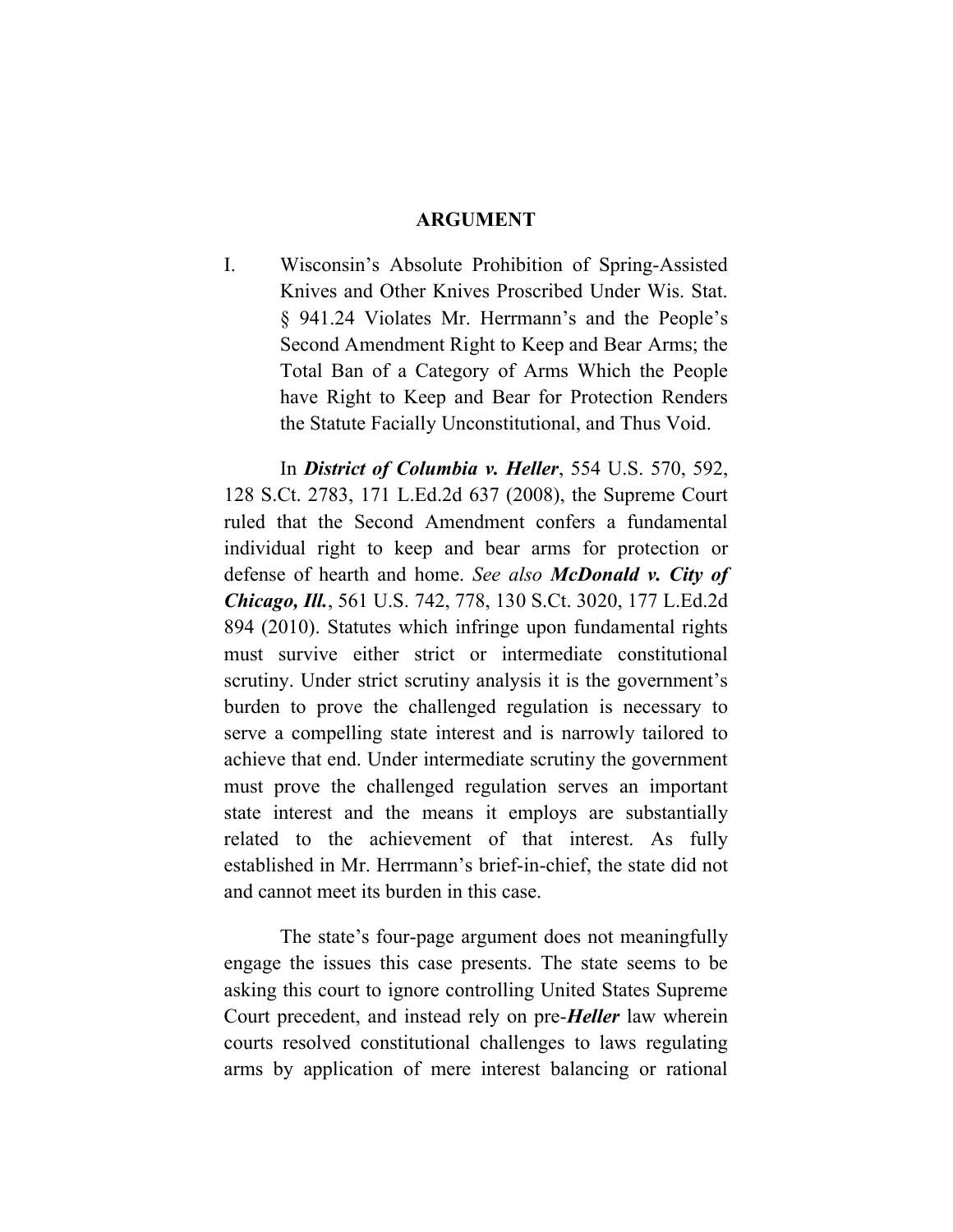## ARGUMENT

I. Wisconsin's Absolute Prohibition of Spring-Assisted Knives and Other Knives Proscribed Under Wis. Stat. § 941.24 Violates Mr. Herrmann's and the People's Second Amendment Right to Keep and Bear Arms; the Total Ban of a Category of Arms Which the People have Right to Keep and Bear for Protection Renders the Statute Facially Unconstitutional, and Thus Void.

In ***District of Columbia v. Heller***, 554 U.S. 570, 592, 128 S.Ct. 2783, 171 L.Ed.2d 637 (2008), the Supreme Court ruled that the Second Amendment confers a fundamental individual right to keep and bear arms for protection or defense of hearth and home. *See also* ***McDonald v. City of Chicago, Ill.***, 561 U.S. 742, 778, 130 S.Ct. 3020, 177 L.Ed.2d 894 (2010). Statutes which infringe upon fundamental rights must survive either strict or intermediate constitutional scrutiny. Under strict scrutiny analysis it is the government's burden to prove the challenged regulation is necessary to serve a compelling state interest and is narrowly tailored to achieve that end. Under intermediate scrutiny the government must prove the challenged regulation serves an important state interest and the means it employs are substantially related to the achievement of that interest. As fully established in Mr. Herrmann's brief-in-chief, the state did not and cannot meet its burden in this case.

The state's four-page argument does not meaningfully engage the issues this case presents. The state seems to be asking this court to ignore controlling United States Supreme Court precedent, and instead rely on pre-***Heller*** law wherein courts resolved constitutional challenges to laws regulating arms by application of mere interest balancing or rational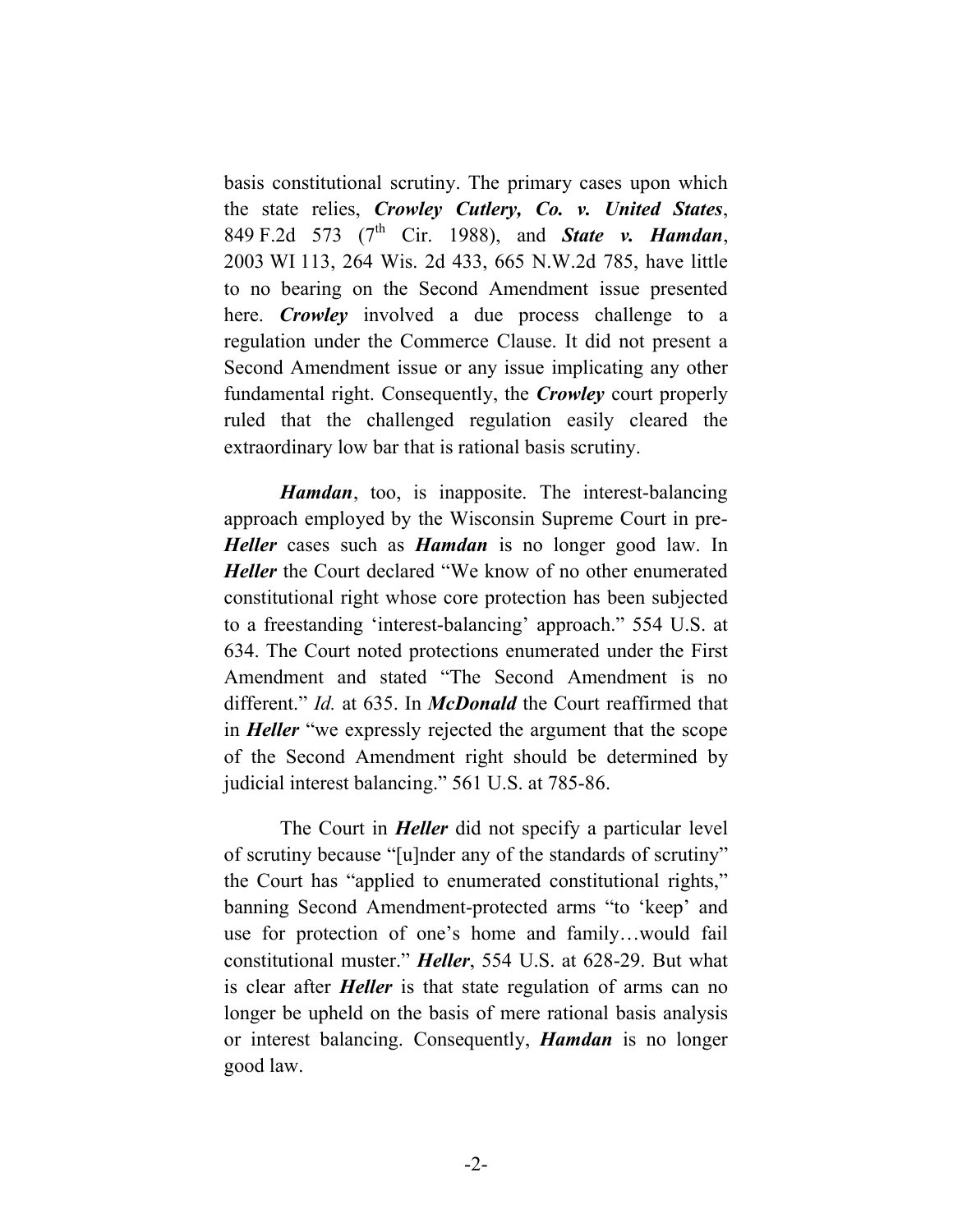basis constitutional scrutiny. The primary cases upon which the state relies, ***Crowley Cutlery, Co. v. United States***, 849 F.2d 573 (7th Cir. 1988), and ***State v. Hamdan***, 2003 WI 113, 264 Wis. 2d 433, 665 N.W.2d 785, have little to no bearing on the Second Amendment issue presented here. ***Crowley*** involved a due process challenge to a regulation under the Commerce Clause. It did not present a Second Amendment issue or any issue implicating any other fundamental right. Consequently, the ***Crowley*** court properly ruled that the challenged regulation easily cleared the extraordinary low bar that is rational basis scrutiny.

***Hamdan***, too, is inapposite. The interest-balancing approach employed by the Wisconsin Supreme Court in pre-***Heller*** cases such as ***Hamdan*** is no longer good law. In ***Heller*** the Court declared "We know of no other enumerated constitutional right whose core protection has been subjected to a freestanding 'interest-balancing' approach." 554 U.S. at 634. The Court noted protections enumerated under the First Amendment and stated "The Second Amendment is no different." *Id.* at 635. In ***McDonald*** the Court reaffirmed that in ***Heller*** "we expressly rejected the argument that the scope of the Second Amendment right should be determined by judicial interest balancing." 561 U.S. at 785-86.

The Court in ***Heller*** did not specify a particular level of scrutiny because "[u]nder any of the standards of scrutiny" the Court has "applied to enumerated constitutional rights," banning Second Amendment-protected arms "to 'keep' and use for protection of one's home and family…would fail constitutional muster." ***Heller***, 554 U.S. at 628-29. But what is clear after ***Heller*** is that state regulation of arms can no longer be upheld on the basis of mere rational basis analysis or interest balancing. Consequently, ***Hamdan*** is no longer good law.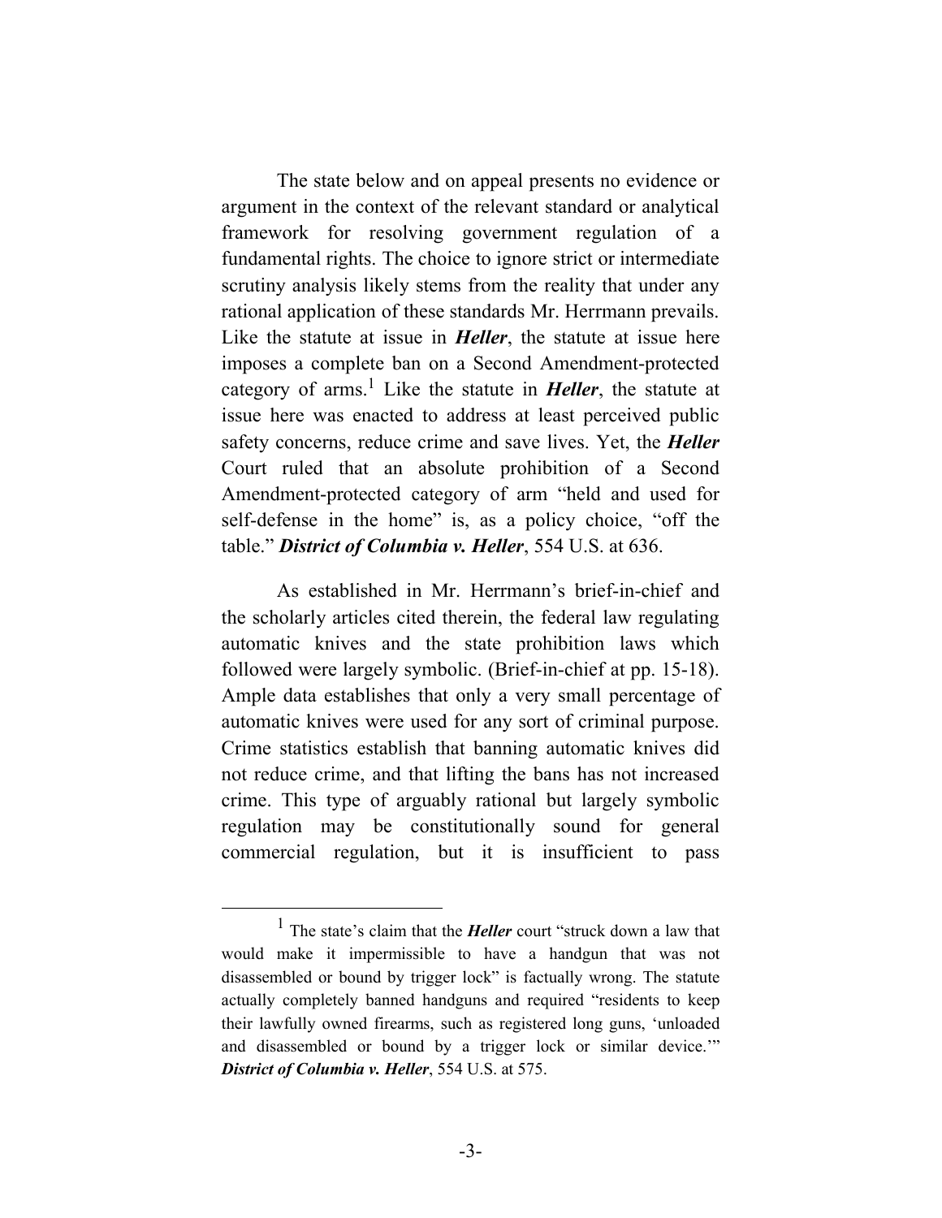The state below and on appeal presents no evidence or argument in the context of the relevant standard or analytical framework for resolving government regulation of a fundamental rights. The choice to ignore strict or intermediate scrutiny analysis likely stems from the reality that under any rational application of these standards Mr. Herrmann prevails. Like the statute at issue in ***Heller***, the statute at issue here imposes a complete ban on a Second Amendment-protected category of arms.[1] Like the statute in ***Heller***, the statute at issue here was enacted to address at least perceived public safety concerns, reduce crime and save lives. Yet, the ***Heller*** Court ruled that an absolute prohibition of a Second Amendment-protected category of arm "held and used for self-defense in the home" is, as a policy choice, "off the table." ***District of Columbia v. Heller***, 554 U.S. at 636.

As established in Mr. Herrmann's brief-in-chief and the scholarly articles cited therein, the federal law regulating automatic knives and the state prohibition laws which followed were largely symbolic. (Brief-in-chief at pp. 15-18). Ample data establishes that only a very small percentage of automatic knives were used for any sort of criminal purpose. Crime statistics establish that banning automatic knives did not reduce crime, and that lifting the bans has not increased crime. This type of arguably rational but largely symbolic regulation may be constitutionally sound for general commercial regulation, but it is insufficient to pass

---

[1] The state's claim that the ***Heller*** court "struck down a law that would make it impermissible to have a handgun that was not disassembled or bound by trigger lock" is factually wrong. The statute actually completely banned handguns and required "residents to keep their lawfully owned firearms, such as registered long guns, 'unloaded and disassembled or bound by a trigger lock or similar device.'" ***District of Columbia v. Heller***, 554 U.S. at 575.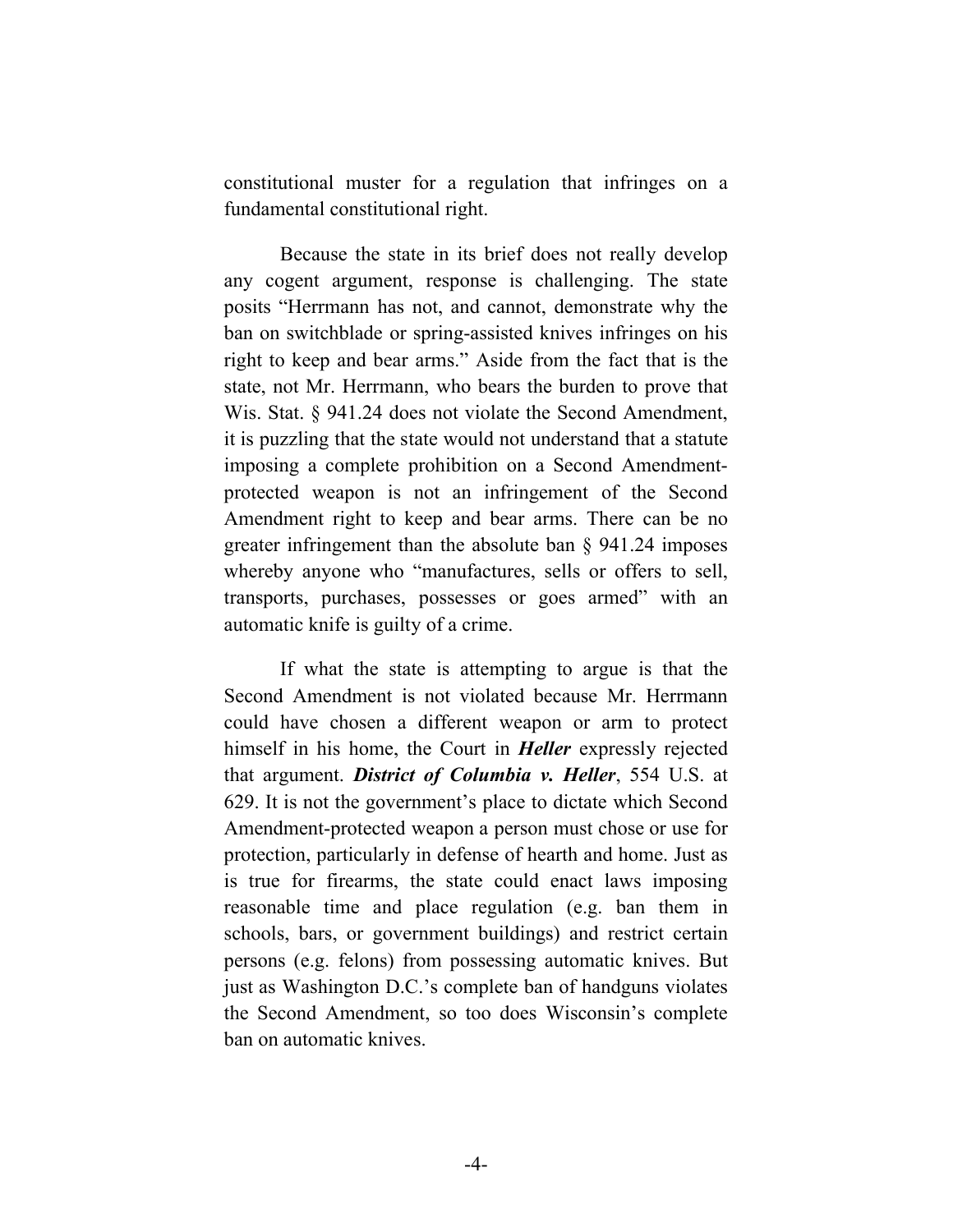constitutional muster for a regulation that infringes on a fundamental constitutional right.

Because the state in its brief does not really develop any cogent argument, response is challenging. The state posits "Herrmann has not, and cannot, demonstrate why the ban on switchblade or spring-assisted knives infringes on his right to keep and bear arms." Aside from the fact that is the state, not Mr. Herrmann, who bears the burden to prove that Wis. Stat. § 941.24 does not violate the Second Amendment, it is puzzling that the state would not understand that a statute imposing a complete prohibition on a Second Amendment-protected weapon is not an infringement of the Second Amendment right to keep and bear arms. There can be no greater infringement than the absolute ban § 941.24 imposes whereby anyone who "manufactures, sells or offers to sell, transports, purchases, possesses or goes armed" with an automatic knife is guilty of a crime.

If what the state is attempting to argue is that the Second Amendment is not violated because Mr. Herrmann could have chosen a different weapon or arm to protect himself in his home, the Court in ***Heller*** expressly rejected that argument. ***District of Columbia v. Heller***, 554 U.S. at 629. It is not the government's place to dictate which Second Amendment-protected weapon a person must chose or use for protection, particularly in defense of hearth and home. Just as is true for firearms, the state could enact laws imposing reasonable time and place regulation (e.g. ban them in schools, bars, or government buildings) and restrict certain persons (e.g. felons) from possessing automatic knives. But just as Washington D.C.'s complete ban of handguns violates the Second Amendment, so too does Wisconsin's complete ban on automatic knives.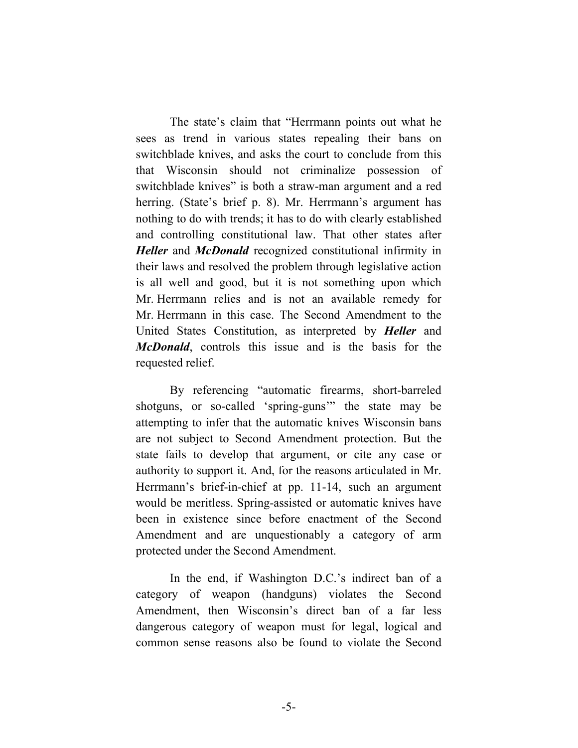The state's claim that "Herrmann points out what he sees as trend in various states repealing their bans on switchblade knives, and asks the court to conclude from this that Wisconsin should not criminalize possession of switchblade knives" is both a straw-man argument and a red herring. (State's brief p. 8). Mr. Herrmann's argument has nothing to do with trends; it has to do with clearly established and controlling constitutional law. That other states after ***Heller*** and ***McDonald*** recognized constitutional infirmity in their laws and resolved the problem through legislative action is all well and good, but it is not something upon which Mr. Herrmann relies and is not an available remedy for Mr. Herrmann in this case. The Second Amendment to the United States Constitution, as interpreted by ***Heller*** and ***McDonald***, controls this issue and is the basis for the requested relief.

By referencing "automatic firearms, short-barreled shotguns, or so-called 'spring-guns'" the state may be attempting to infer that the automatic knives Wisconsin bans are not subject to Second Amendment protection. But the state fails to develop that argument, or cite any case or authority to support it. And, for the reasons articulated in Mr. Herrmann's brief-in-chief at pp. 11-14, such an argument would be meritless. Spring-assisted or automatic knives have been in existence since before enactment of the Second Amendment and are unquestionably a category of arm protected under the Second Amendment.

In the end, if Washington D.C.'s indirect ban of a category of weapon (handguns) violates the Second Amendment, then Wisconsin's direct ban of a far less dangerous category of weapon must for legal, logical and common sense reasons also be found to violate the Second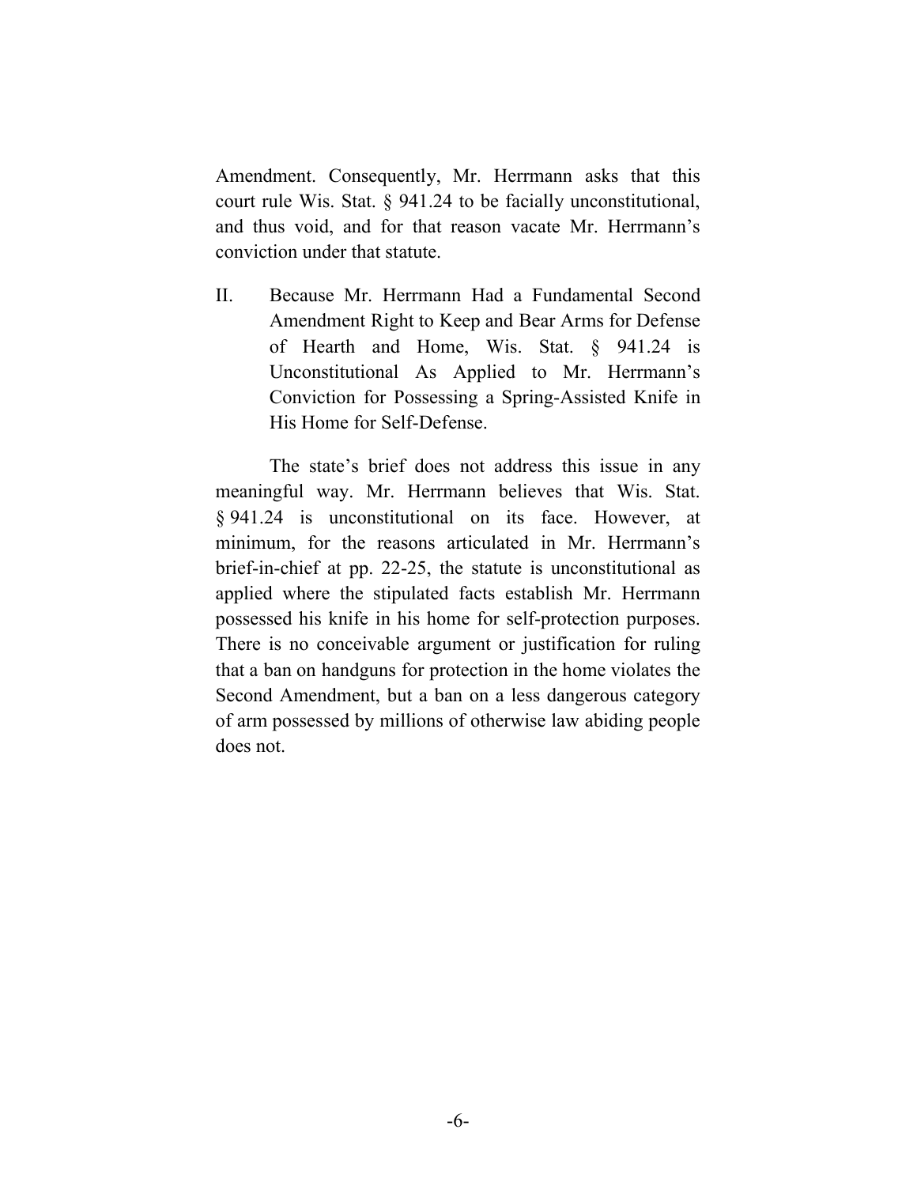Amendment. Consequently, Mr. Herrmann asks that this court rule Wis. Stat. § 941.24 to be facially unconstitutional, and thus void, and for that reason vacate Mr. Herrmann's conviction under that statute.

## II. Because Mr. Herrmann Had a Fundamental Second Amendment Right to Keep and Bear Arms for Defense of Hearth and Home, Wis. Stat. § 941.24 is Unconstitutional As Applied to Mr. Herrmann's Conviction for Possessing a Spring-Assisted Knife in His Home for Self-Defense.

The state's brief does not address this issue in any meaningful way. Mr. Herrmann believes that Wis. Stat. § 941.24 is unconstitutional on its face. However, at minimum, for the reasons articulated in Mr. Herrmann's brief-in-chief at pp. 22-25, the statute is unconstitutional as applied where the stipulated facts establish Mr. Herrmann possessed his knife in his home for self-protection purposes. There is no conceivable argument or justification for ruling that a ban on handguns for protection in the home violates the Second Amendment, but a ban on a less dangerous category of arm possessed by millions of otherwise law abiding people does not.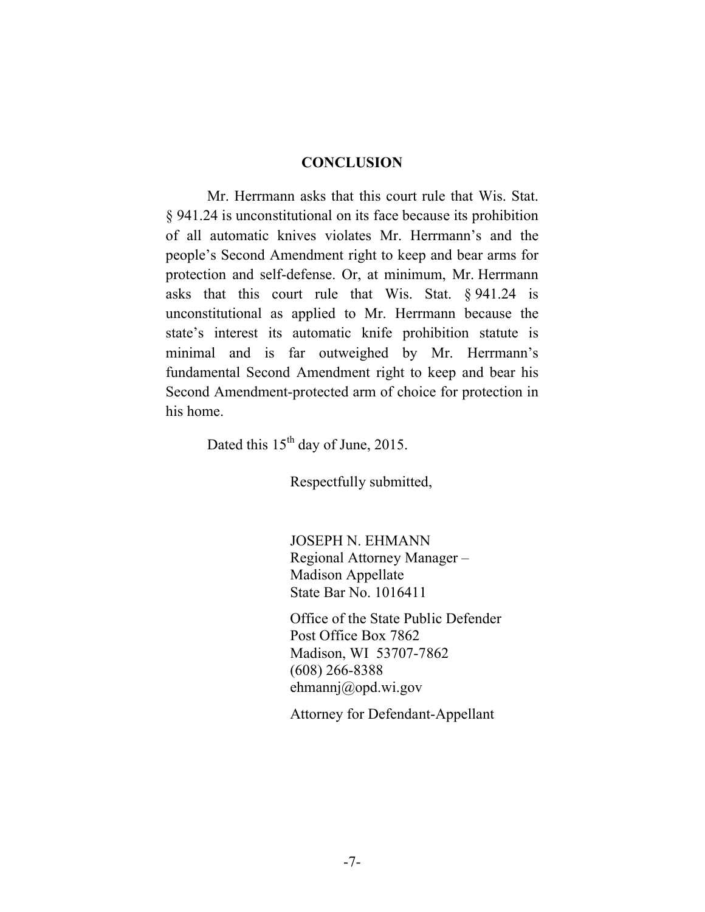## CONCLUSION

Mr. Herrmann asks that this court rule that Wis. Stat. § 941.24 is unconstitutional on its face because its prohibition of all automatic knives violates Mr. Herrmann's and the people's Second Amendment right to keep and bear arms for protection and self-defense. Or, at minimum, Mr. Herrmann asks that this court rule that Wis. Stat. § 941.24 is unconstitutional as applied to Mr. Herrmann because the state's interest its automatic knife prohibition statute is minimal and is far outweighed by Mr. Herrmann's fundamental Second Amendment right to keep and bear his Second Amendment-protected arm of choice for protection in his home.

Dated this 15th day of June, 2015.

Respectfully submitted,

JOSEPH N. EHMANN
Regional Attorney Manager –
Madison Appellate
State Bar No. 1016411

Office of the State Public Defender
Post Office Box 7862
Madison, WI 53707-7862
(608) 266-8388
ehmannj@opd.wi.gov

Attorney for Defendant-Appellant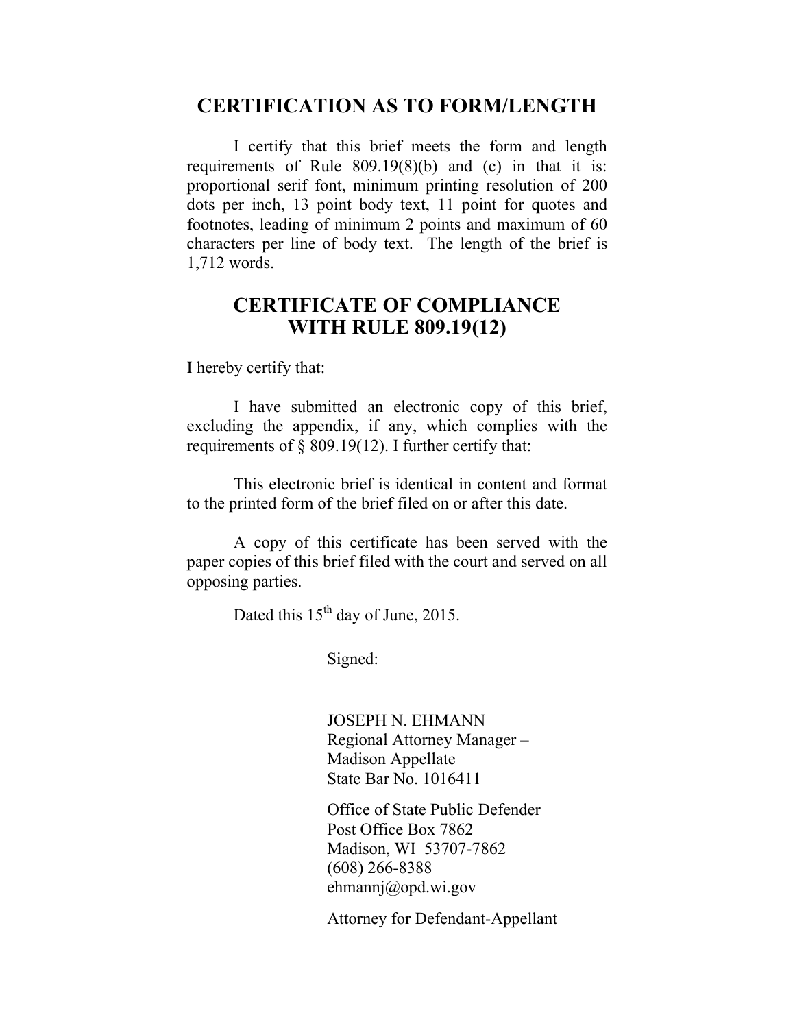## CERTIFICATION AS TO FORM/LENGTH

I certify that this brief meets the form and length requirements of Rule 809.19(8)(b) and (c) in that it is: proportional serif font, minimum printing resolution of 200 dots per inch, 13 point body text, 11 point for quotes and footnotes, leading of minimum 2 points and maximum of 60 characters per line of body text. The length of the brief is 1,712 words.

## CERTIFICATE OF COMPLIANCE WITH RULE 809.19(12)

I hereby certify that:

I have submitted an electronic copy of this brief, excluding the appendix, if any, which complies with the requirements of § 809.19(12). I further certify that:

This electronic brief is identical in content and format to the printed form of the brief filed on or after this date.

A copy of this certificate has been served with the paper copies of this brief filed with the court and served on all opposing parties.

Dated this 15th day of June, 2015.

Signed:

\_\_\_\_\_\_\_\_\_\_\_\_\_\_\_\_\_\_\_\_\_\_\_\_\_\_\_\_\_\_

JOSEPH N. EHMANN
Regional Attorney Manager –
Madison Appellate
State Bar No. 1016411

Office of State Public Defender
Post Office Box 7862
Madison, WI 53707-7862
(608) 266-8388
ehmannj@opd.wi.gov

Attorney for Defendant-Appellant